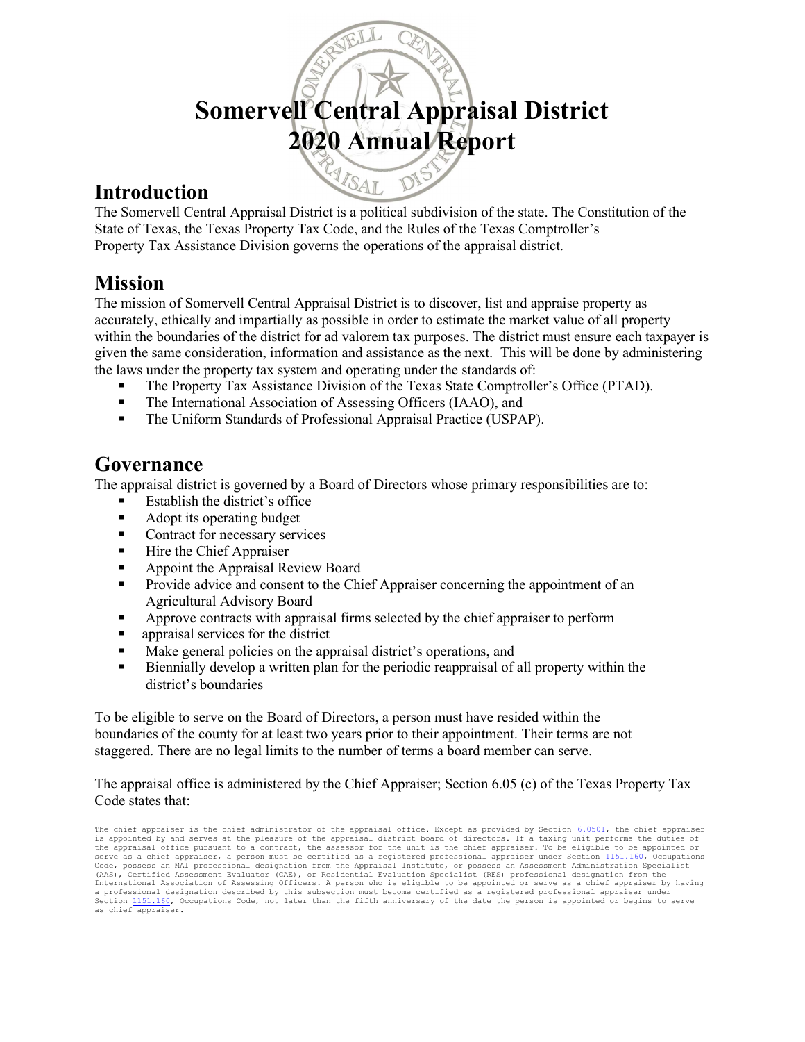# Somervell Central Appraisal District 2020 Annual Report

## Introduction

The Somervell Central Appraisal District is a political subdivision of the state. The Constitution of the State of Texas, the Texas Property Tax Code, and the Rules of the Texas Comptroller's Property Tax Assistance Division governs the operations of the appraisal district.

## Mission

The mission of Somervell Central Appraisal District is to discover, list and appraise property as accurately, ethically and impartially as possible in order to estimate the market value of all property within the boundaries of the district for ad valorem tax purposes. The district must ensure each taxpayer is given the same consideration, information and assistance as the next. This will be done by administering the laws under the property tax system and operating under the standards of:

- The Property Tax Assistance Division of the Texas State Comptroller's Office (PTAD).
- The International Association of Assessing Officers (IAAO), and
- The Uniform Standards of Professional Appraisal Practice (USPAP).

## Governance

The appraisal district is governed by a Board of Directors whose primary responsibilities are to:

- Establish the district's office
- Adopt its operating budget
- Contract for necessary services
- Hire the Chief Appraiser
- Appoint the Appraisal Review Board
- Provide advice and consent to the Chief Appraiser concerning the appointment of an Agricultural Advisory Board
- Approve contracts with appraisal firms selected by the chief appraiser to perform
- appraisal services for the district
- Make general policies on the appraisal district's operations, and
- Biennially develop a written plan for the periodic reappraisal of all property within the district's boundaries

To be eligible to serve on the Board of Directors, a person must have resided within the boundaries of the county for at least two years prior to their appointment. Their terms are not staggered. There are no legal limits to the number of terms a board member can serve.

The appraisal office is administered by the Chief Appraiser; Section 6.05 (c) of the Texas Property Tax Code states that:

The chief appraiser is the chief administrator of the appraisal office. Except as provided by Section 6.0501, the chief appraiser is appointed by and serves at the pleasure of the appraisal district board of directors. If a taxing unit performs the duties of the appraisal office pursuant to a contract, the assessor for the unit is the chief appraiser. To be eligible to be appointed or serve as a chief appraiser, a person must be certified as a registered professional appraiser under Section 1151.160, Occupations Code, possess an MAI professional designation from the Appraisal Institute, or possess an Assessment Administration Specialist (AAS), Certified Assessment Evaluator (CAE), or Residential Evaluation Specialist (RES) professional designation from the International Association of Assessing Officers. A person who is eligible to be appointed or serve as a chief appraiser by having a professional designation described by this subsection must become certified as a registered professional appraiser under Section 1151.160, Occupations Code, not later than the fifth anniversary of the date the person is appointed or begins to serve as chief appraiser.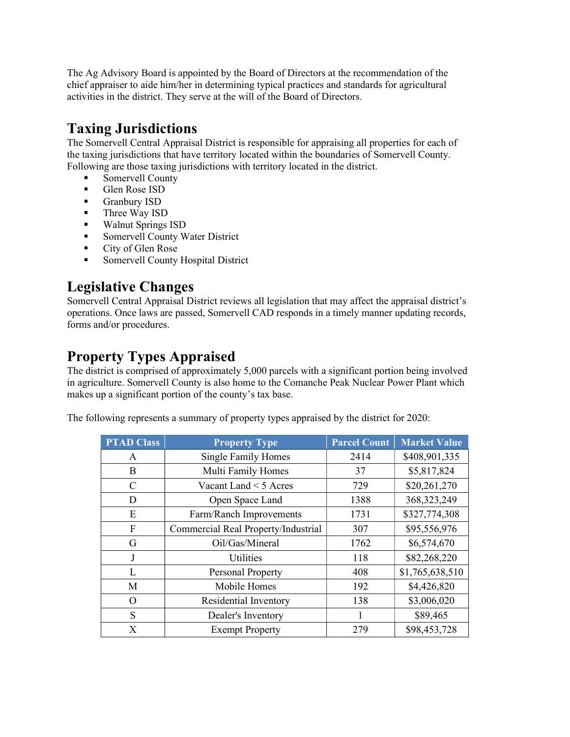The Ag Advisory Board is appointed by the Board of Directors at the recommendation of the chief appraiser to aide him/her in determining typical practices and standards for agricultural activities in the district. They serve at the will of the Board of Directors.

## Taxing Jurisdictions

The Somervell Central Appraisal District is responsible for appraising all properties for each of the taxing jurisdictions that have territory located within the boundaries of Somervell County. Following are those taxing jurisdictions with territory located in the district.

- Somervell County
- Glen Rose ISD
- Granbury ISD
- Three Way ISD
- Walnut Springs ISD
- Somervell County Water District
- City of Glen Rose
- Somervell County Hospital District

## Legislative Changes

Somervell Central Appraisal District reviews all legislation that may affect the appraisal district's operations. Once laws are passed, Somervell CAD responds in a timely manner updating records, forms and/or procedures.

## Property Types Appraised

The district is comprised of approximately 5,000 parcels with a significant portion being involved in agriculture. Somervell County is also home to the Comanche Peak Nuclear Power Plant which makes up a significant portion of the county's tax base.

The following represents a summary of property types appraised by the district for 2020:

| PTAD Class | Property Type | Parcel Count | Market Value |
|---|---|---|---|
| A | Single Family Homes | 2414 | $408,901,335 |
| B | Multi Family Homes | 37 | $5,817,824 |
| C | Vacant Land < 5 Acres | 729 | $20,261,270 |
| D | Open Space Land | 1388 | 368,323,249 |
| E | Farm/Ranch Improvements | 1731 | $327,774,308 |
| F | Commercial Real Property/Industrial | 307 | $95,556,976 |
| G | Oil/Gas/Mineral | 1762 | $6,574,670 |
| J | Utilities | 118 | $82,268,220 |
| L | Personal Property | 408 | $1,765,638,510 |
| M | Mobile Homes | 192 | $4,426,820 |
| O | Residential Inventory | 138 | $3,006,020 |
| S | Dealer's Inventory | 1 | $89,465 |
| X | Exempt Property | 279 | $98,453,728 |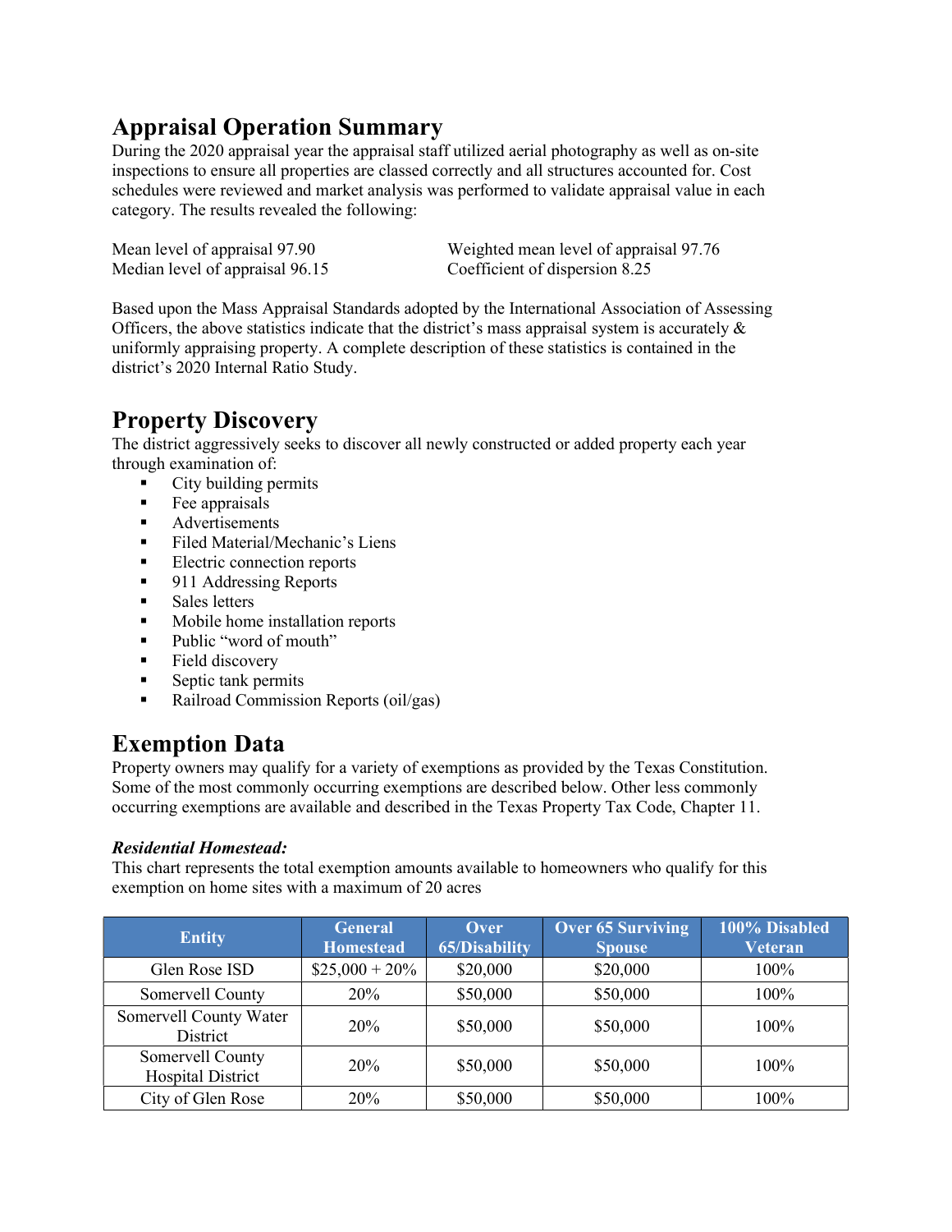## Appraisal Operation Summary

During the 2020 appraisal year the appraisal staff utilized aerial photography as well as on-site inspections to ensure all properties are classed correctly and all structures accounted for. Cost schedules were reviewed and market analysis was performed to validate appraisal value in each category. The results revealed the following:

Mean level of appraisal 97.90
Median level of appraisal 96.15
Weighted mean level of appraisal 97.76
Coefficient of dispersion 8.25

Based upon the Mass Appraisal Standards adopted by the International Association of Assessing Officers, the above statistics indicate that the district's mass appraisal system is accurately & uniformly appraising property. A complete description of these statistics is contained in the district's 2020 Internal Ratio Study.

## Property Discovery

The district aggressively seeks to discover all newly constructed or added property each year through examination of:

- City building permits
- Fee appraisals
- Advertisements
- Filed Material/Mechanic's Liens
- Electric connection reports
- 911 Addressing Reports
- Sales letters
- Mobile home installation reports
- Public "word of mouth"
- Field discovery
- Septic tank permits
- Railroad Commission Reports (oil/gas)

## Exemption Data

Property owners may qualify for a variety of exemptions as provided by the Texas Constitution. Some of the most commonly occurring exemptions are described below. Other less commonly occurring exemptions are available and described in the Texas Property Tax Code, Chapter 11.

***Residential Homestead:***

This chart represents the total exemption amounts available to homeowners who qualify for this exemption on home sites with a maximum of 20 acres

| Entity | General Homestead | Over 65/Disability | Over 65 Surviving Spouse | 100% Disabled Veteran |
|---|---|---|---|---|
| Glen Rose ISD | $25,000 + 20% | $20,000 | $20,000 | 100% |
| Somervell County | 20% | $50,000 | $50,000 | 100% |
| Somervell County Water District | 20% | $50,000 | $50,000 | 100% |
| Somervell County Hospital District | 20% | $50,000 | $50,000 | 100% |
| City of Glen Rose | 20% | $50,000 | $50,000 | 100% |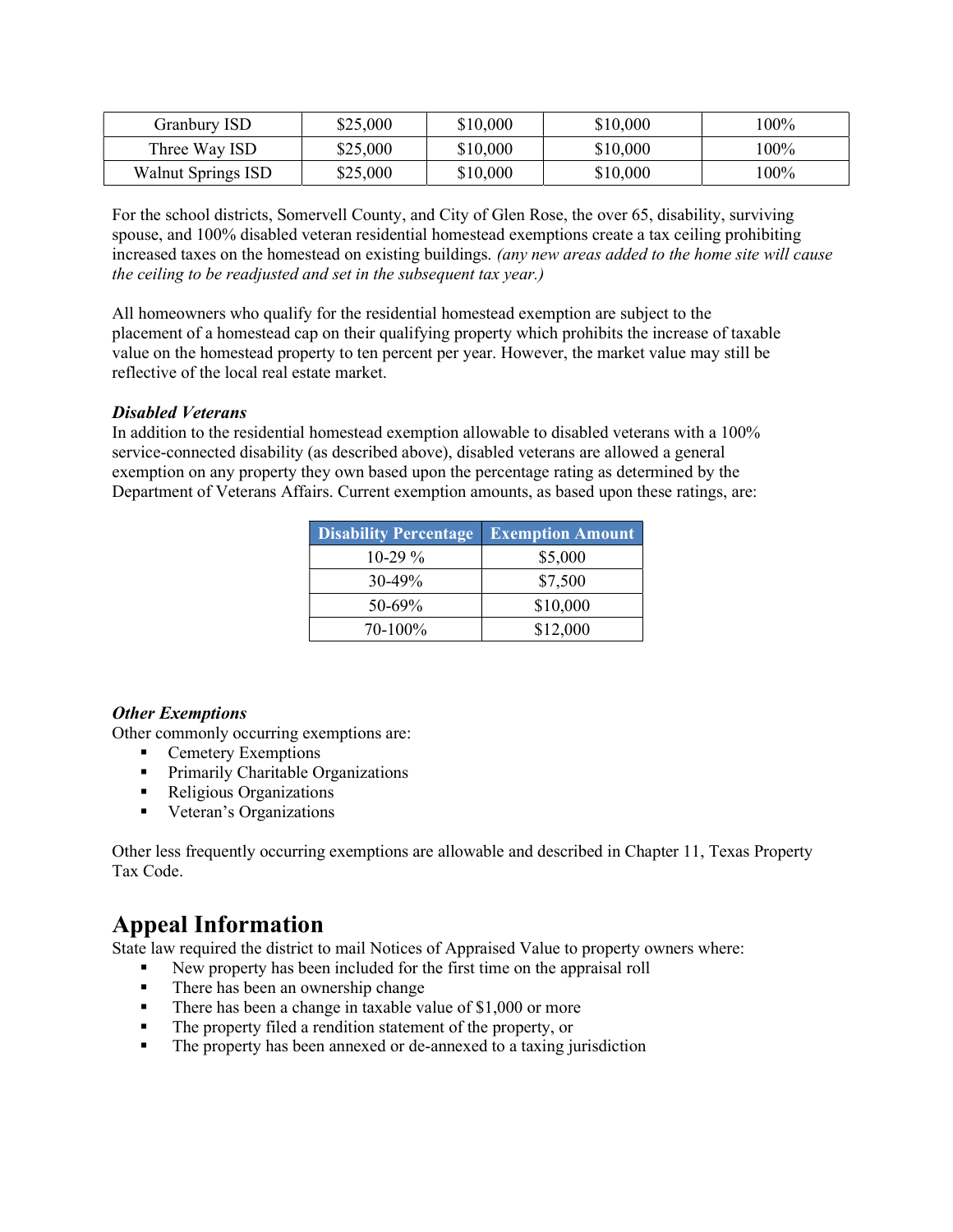| Granbury ISD | $25,000 | $10,000 | $10,000 | 100% |
|---|---|---|---|---|
| Three Way ISD | $25,000 | $10,000 | $10,000 | 100% |
| Walnut Springs ISD | $25,000 | $10,000 | $10,000 | 100% |

For the school districts, Somervell County, and City of Glen Rose, the over 65, disability, surviving spouse, and 100% disabled veteran residential homestead exemptions create a tax ceiling prohibiting increased taxes on the homestead on existing buildings. *(any new areas added to the home site will cause the ceiling to be readjusted and set in the subsequent tax year.)*

All homeowners who qualify for the residential homestead exemption are subject to the placement of a homestead cap on their qualifying property which prohibits the increase of taxable value on the homestead property to ten percent per year. However, the market value may still be reflective of the local real estate market.

***Disabled Veterans***

In addition to the residential homestead exemption allowable to disabled veterans with a 100% service-connected disability (as described above), disabled veterans are allowed a general exemption on any property they own based upon the percentage rating as determined by the Department of Veterans Affairs. Current exemption amounts, as based upon these ratings, are:

| Disability Percentage | Exemption Amount |
|---|---|
| 10-29 % | $5,000 |
| 30-49% | $7,500 |
| 50-69% | $10,000 |
| 70-100% | $12,000 |

***Other Exemptions***

Other commonly occurring exemptions are:

- Cemetery Exemptions
- Primarily Charitable Organizations
- Religious Organizations
- Veteran's Organizations

Other less frequently occurring exemptions are allowable and described in Chapter 11, Texas Property Tax Code.

# Appeal Information

State law required the district to mail Notices of Appraised Value to property owners where:

- New property has been included for the first time on the appraisal roll
- There has been an ownership change
- There has been a change in taxable value of $1,000 or more
- The property filed a rendition statement of the property, or
- The property has been annexed or de-annexed to a taxing jurisdiction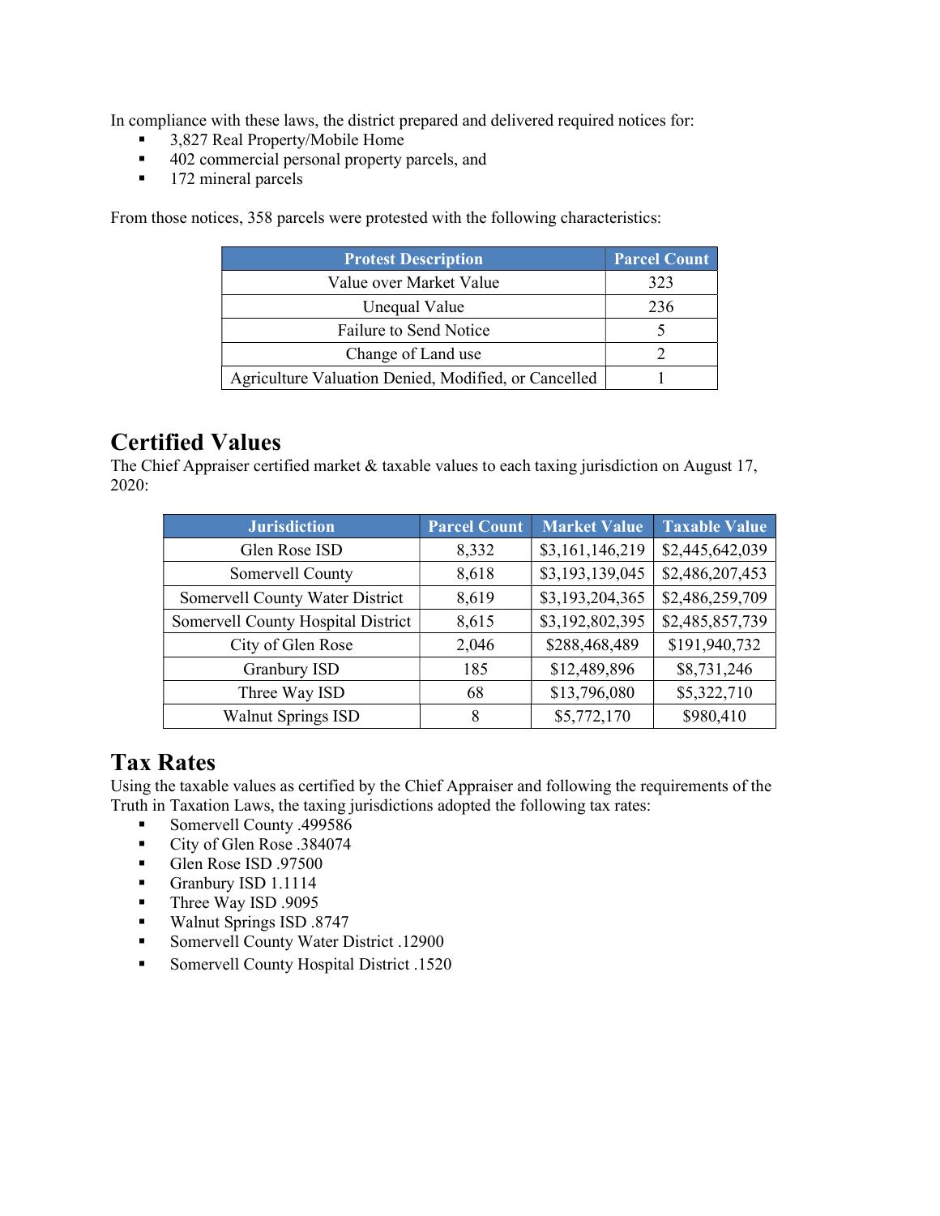In compliance with these laws, the district prepared and delivered required notices for:

- 3,827 Real Property/Mobile Home
- 402 commercial personal property parcels, and
- 172 mineral parcels

From those notices, 358 parcels were protested with the following characteristics:

| Protest Description | Parcel Count |
|---|---|
| Value over Market Value | 323 |
| Unequal Value | 236 |
| Failure to Send Notice | 5 |
| Change of Land use | 2 |
| Agriculture Valuation Denied, Modified, or Cancelled | 1 |

## Certified Values

The Chief Appraiser certified market & taxable values to each taxing jurisdiction on August 17, 2020:

| Jurisdiction | Parcel Count | Market Value | Taxable Value |
|---|---|---|---|
| Glen Rose ISD | 8,332 | $3,161,146,219 | $2,445,642,039 |
| Somervell County | 8,618 | $3,193,139,045 | $2,486,207,453 |
| Somervell County Water District | 8,619 | $3,193,204,365 | $2,486,259,709 |
| Somervell County Hospital District | 8,615 | $3,192,802,395 | $2,485,857,739 |
| City of Glen Rose | 2,046 | $288,468,489 | $191,940,732 |
| Granbury ISD | 185 | $12,489,896 | $8,731,246 |
| Three Way ISD | 68 | $13,796,080 | $5,322,710 |
| Walnut Springs ISD | 8 | $5,772,170 | $980,410 |

## Tax Rates

Using the taxable values as certified by the Chief Appraiser and following the requirements of the Truth in Taxation Laws, the taxing jurisdictions adopted the following tax rates:

- Somervell County .499586
- City of Glen Rose .384074
- Glen Rose ISD .97500
- Granbury ISD 1.1114
- Three Way ISD .9095
- Walnut Springs ISD .8747
- Somervell County Water District .12900
- Somervell County Hospital District .1520